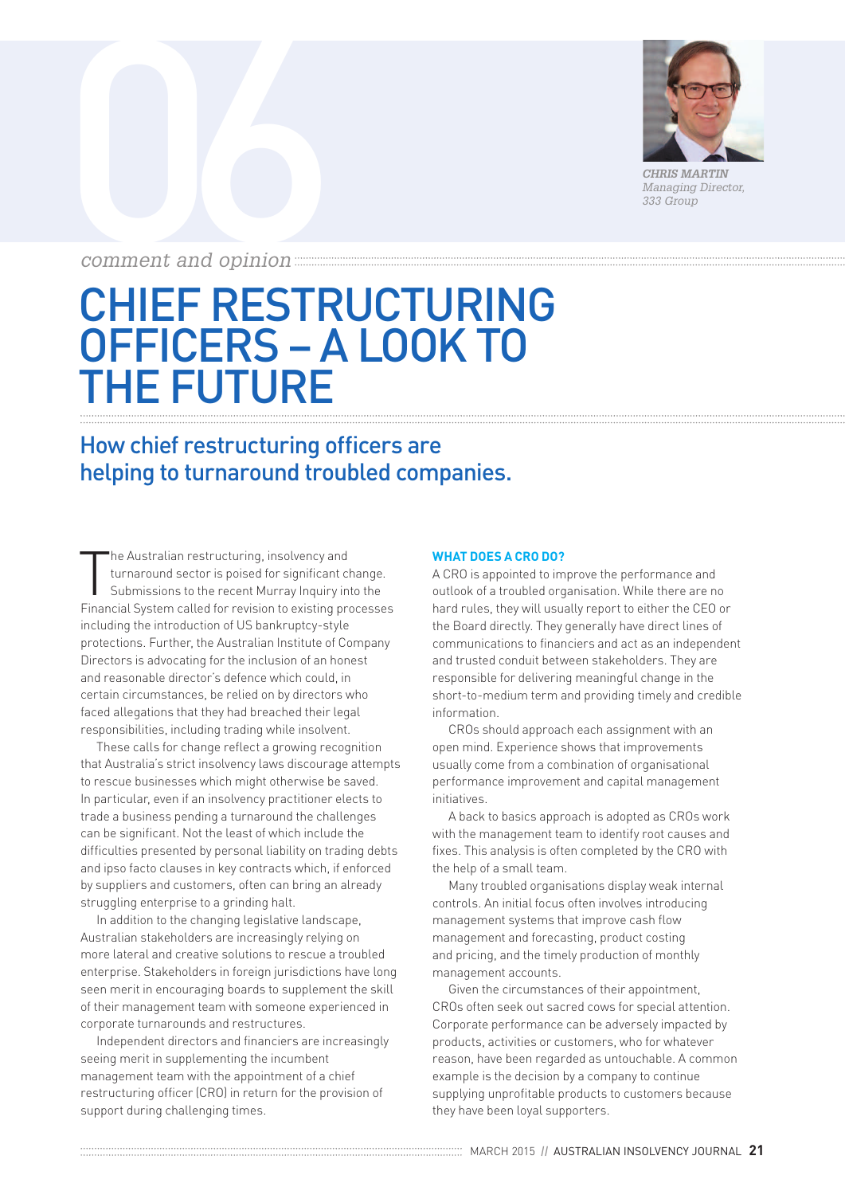*comment and opinion*

**CHRIS MARTIN**
*Managing Director, 333 Group*

# CHIEF RESTRUCTURING OFFICERS – A LOOK TO THE FUTURE

## How chief restructuring officers are helping to turnaround troubled companies.

The Australian restructuring, insolvency and turnaround sector is poised for significant change. Submissions to the recent Murray Inquiry into the Financial System called for revision to existing processes including the introduction of US bankruptcy-style protections. Further, the Australian Institute of Company Directors is advocating for the inclusion of an honest and reasonable director's defence which could, in certain circumstances, be relied on by directors who faced allegations that they had breached their legal responsibilities, including trading while insolvent.

These calls for change reflect a growing recognition that Australia's strict insolvency laws discourage attempts to rescue businesses which might otherwise be saved. In particular, even if an insolvency practitioner elects to trade a business pending a turnaround the challenges can be significant. Not the least of which include the difficulties presented by personal liability on trading debts and ipso facto clauses in key contracts which, if enforced by suppliers and customers, often can bring an already struggling enterprise to a grinding halt.

In addition to the changing legislative landscape, Australian stakeholders are increasingly relying on more lateral and creative solutions to rescue a troubled enterprise. Stakeholders in foreign jurisdictions have long seen merit in encouraging boards to supplement the skill of their management team with someone experienced in corporate turnarounds and restructures.

Independent directors and financiers are increasingly seeing merit in supplementing the incumbent management team with the appointment of a chief restructuring officer (CRO) in return for the provision of support during challenging times.

### WHAT DOES A CRO DO?

A CRO is appointed to improve the performance and outlook of a troubled organisation. While there are no hard rules, they will usually report to either the CEO or the Board directly. They generally have direct lines of communications to financiers and act as an independent and trusted conduit between stakeholders. They are responsible for delivering meaningful change in the short-to-medium term and providing timely and credible information.

CROs should approach each assignment with an open mind. Experience shows that improvements usually come from a combination of organisational performance improvement and capital management initiatives.

A back to basics approach is adopted as CROs work with the management team to identify root causes and fixes. This analysis is often completed by the CRO with the help of a small team.

Many troubled organisations display weak internal controls. An initial focus often involves introducing management systems that improve cash flow management and forecasting, product costing and pricing, and the timely production of monthly management accounts.

Given the circumstances of their appointment, CROs often seek out sacred cows for special attention. Corporate performance can be adversely impacted by products, activities or customers, who for whatever reason, have been regarded as untouchable. A common example is the decision by a company to continue supplying unprofitable products to customers because they have been loyal supporters.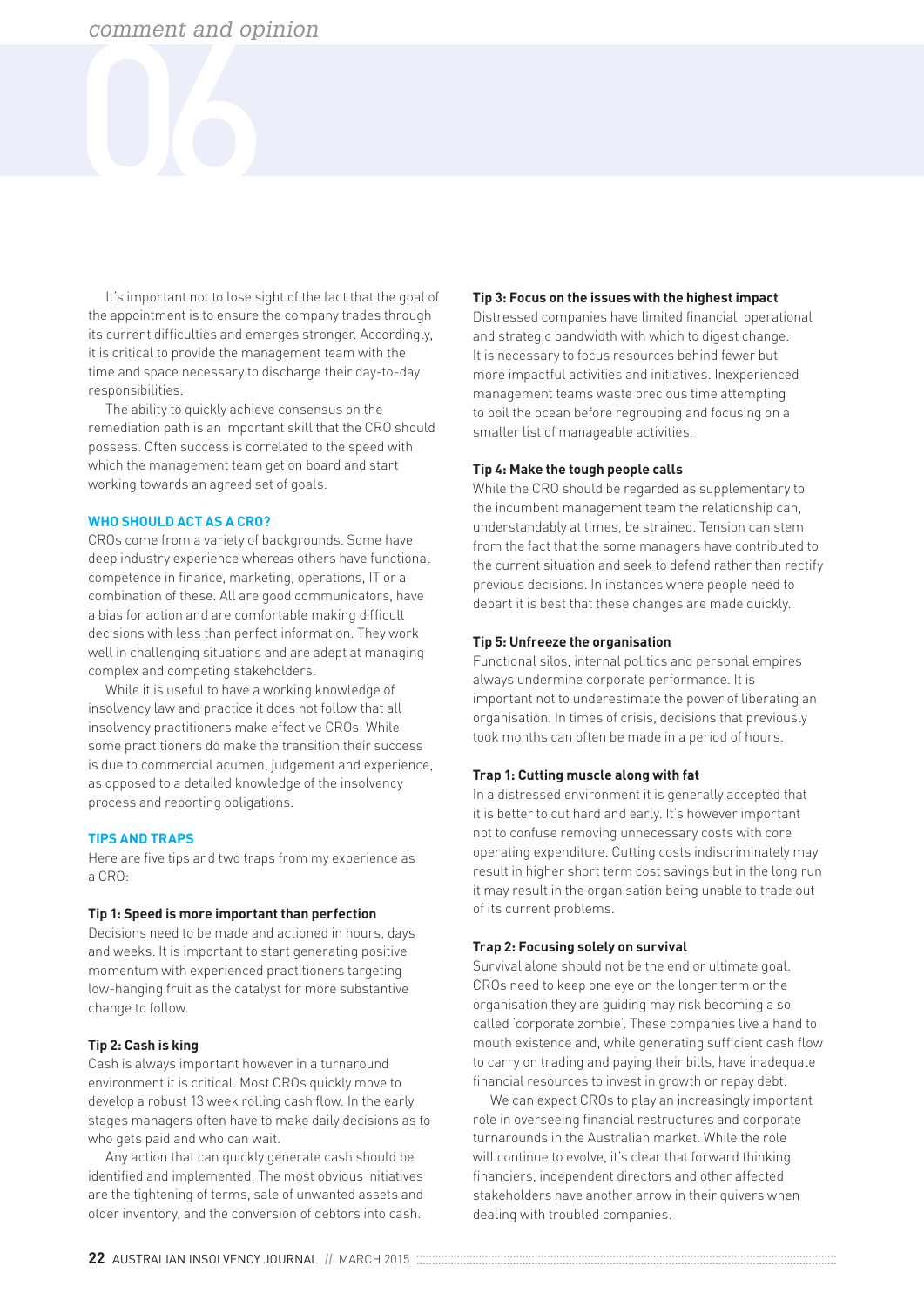It's important not to lose sight of the fact that the goal of the appointment is to ensure the company trades through its current difficulties and emerges stronger. Accordingly, it is critical to provide the management team with the time and space necessary to discharge their day-to-day responsibilities.

The ability to quickly achieve consensus on the remediation path is an important skill that the CRO should possess. Often success is correlated to the speed with which the management team get on board and start working towards an agreed set of goals.

## WHO SHOULD ACT AS A CRO?

CROs come from a variety of backgrounds. Some have deep industry experience whereas others have functional competence in finance, marketing, operations, IT or a combination of these. All are good communicators, have a bias for action and are comfortable making difficult decisions with less than perfect information. They work well in challenging situations and are adept at managing complex and competing stakeholders.

While it is useful to have a working knowledge of insolvency law and practice it does not follow that all insolvency practitioners make effective CROs. While some practitioners do make the transition their success is due to commercial acumen, judgement and experience, as opposed to a detailed knowledge of the insolvency process and reporting obligations.

## TIPS AND TRAPS

Here are five tips and two traps from my experience as a CRO:

**Tip 1: Speed is more important than perfection**

Decisions need to be made and actioned in hours, days and weeks. It is important to start generating positive momentum with experienced practitioners targeting low-hanging fruit as the catalyst for more substantive change to follow.

**Tip 2: Cash is king**

Cash is always important however in a turnaround environment it is critical. Most CROs quickly move to develop a robust 13 week rolling cash flow. In the early stages managers often have to make daily decisions as to who gets paid and who can wait.

Any action that can quickly generate cash should be identified and implemented. The most obvious initiatives are the tightening of terms, sale of unwanted assets and older inventory, and the conversion of debtors into cash.

**Tip 3: Focus on the issues with the highest impact**

Distressed companies have limited financial, operational and strategic bandwidth with which to digest change. It is necessary to focus resources behind fewer but more impactful activities and initiatives. Inexperienced management teams waste precious time attempting to boil the ocean before regrouping and focusing on a smaller list of manageable activities.

**Tip 4: Make the tough people calls**

While the CRO should be regarded as supplementary to the incumbent management team the relationship can, understandably at times, be strained. Tension can stem from the fact that the some managers have contributed to the current situation and seek to defend rather than rectify previous decisions. In instances where people need to depart it is best that these changes are made quickly.

**Tip 5: Unfreeze the organisation**

Functional silos, internal politics and personal empires always undermine corporate performance. It is important not to underestimate the power of liberating an organisation. In times of crisis, decisions that previously took months can often be made in a period of hours.

**Trap 1: Cutting muscle along with fat**

In a distressed environment it is generally accepted that it is better to cut hard and early. It's however important not to confuse removing unnecessary costs with core operating expenditure. Cutting costs indiscriminately may result in higher short term cost savings but in the long run it may result in the organisation being unable to trade out of its current problems.

**Trap 2: Focusing solely on survival**

Survival alone should not be the end or ultimate goal. CROs need to keep one eye on the longer term or the organisation they are guiding may risk becoming a so called 'corporate zombie'. These companies live a hand to mouth existence and, while generating sufficient cash flow to carry on trading and paying their bills, have inadequate financial resources to invest in growth or repay debt.

We can expect CROs to play an increasingly important role in overseeing financial restructures and corporate turnarounds in the Australian market. While the role will continue to evolve, it's clear that forward thinking financiers, independent directors and other affected stakeholders have another arrow in their quivers when dealing with troubled companies.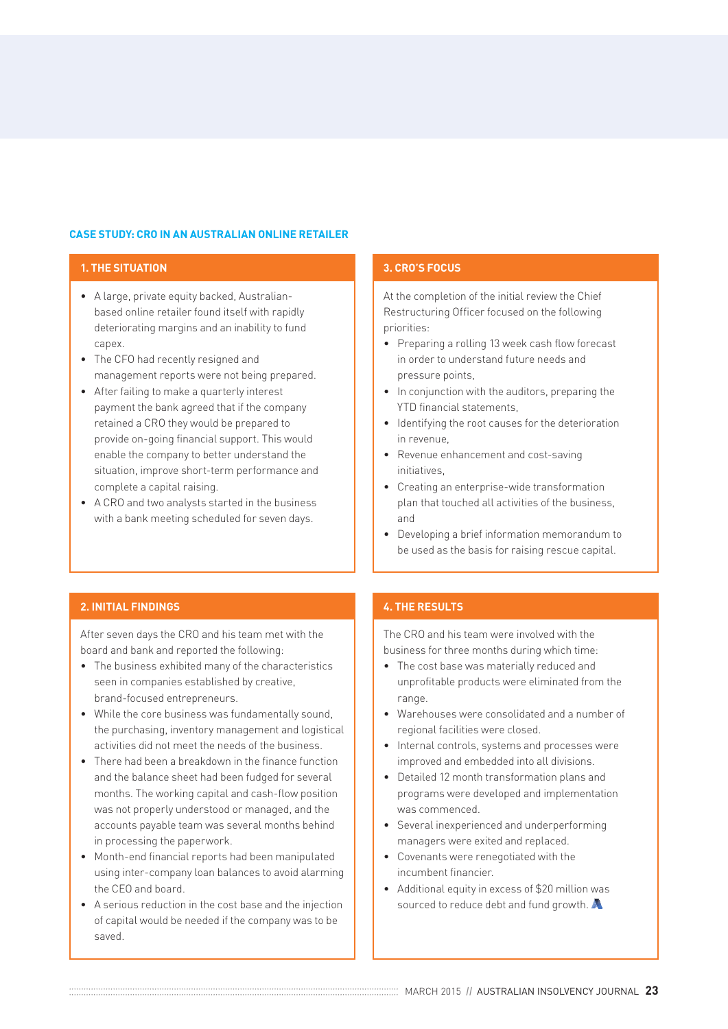**CASE STUDY: CRO IN AN AUSTRALIAN ONLINE RETAILER**

### 1. THE SITUATION

- A large, private equity backed, Australian-based online retailer found itself with rapidly deteriorating margins and an inability to fund capex.
- The CFO had recently resigned and management reports were not being prepared.
- After failing to make a quarterly interest payment the bank agreed that if the company retained a CRO they would be prepared to provide on-going financial support. This would enable the company to better understand the situation, improve short-term performance and complete a capital raising.
- A CRO and two analysts started in the business with a bank meeting scheduled for seven days.

### 2. INITIAL FINDINGS

After seven days the CRO and his team met with the board and bank and reported the following:

- The business exhibited many of the characteristics seen in companies established by creative, brand-focused entrepreneurs.
- While the core business was fundamentally sound, the purchasing, inventory management and logistical activities did not meet the needs of the business.
- There had been a breakdown in the finance function and the balance sheet had been fudged for several months. The working capital and cash-flow position was not properly understood or managed, and the accounts payable team was several months behind in processing the paperwork.
- Month-end financial reports had been manipulated using inter-company loan balances to avoid alarming the CEO and board.
- A serious reduction in the cost base and the injection of capital would be needed if the company was to be saved.

### 3. CRO'S FOCUS

At the completion of the initial review the Chief Restructuring Officer focused on the following priorities:

- Preparing a rolling 13 week cash flow forecast in order to understand future needs and pressure points,
- In conjunction with the auditors, preparing the YTD financial statements,
- Identifying the root causes for the deterioration in revenue,
- Revenue enhancement and cost-saving initiatives,
- Creating an enterprise-wide transformation plan that touched all activities of the business, and
- Developing a brief information memorandum to be used as the basis for raising rescue capital.

### 4. THE RESULTS

The CRO and his team were involved with the business for three months during which time:

- The cost base was materially reduced and unprofitable products were eliminated from the range.
- Warehouses were consolidated and a number of regional facilities were closed.
- Internal controls, systems and processes were improved and embedded into all divisions.
- Detailed 12 month transformation plans and programs were developed and implementation was commenced.
- Several inexperienced and underperforming managers were exited and replaced.
- Covenants were renegotiated with the incumbent financier.
- Additional equity in excess of $20 million was sourced to reduce debt and fund growth.